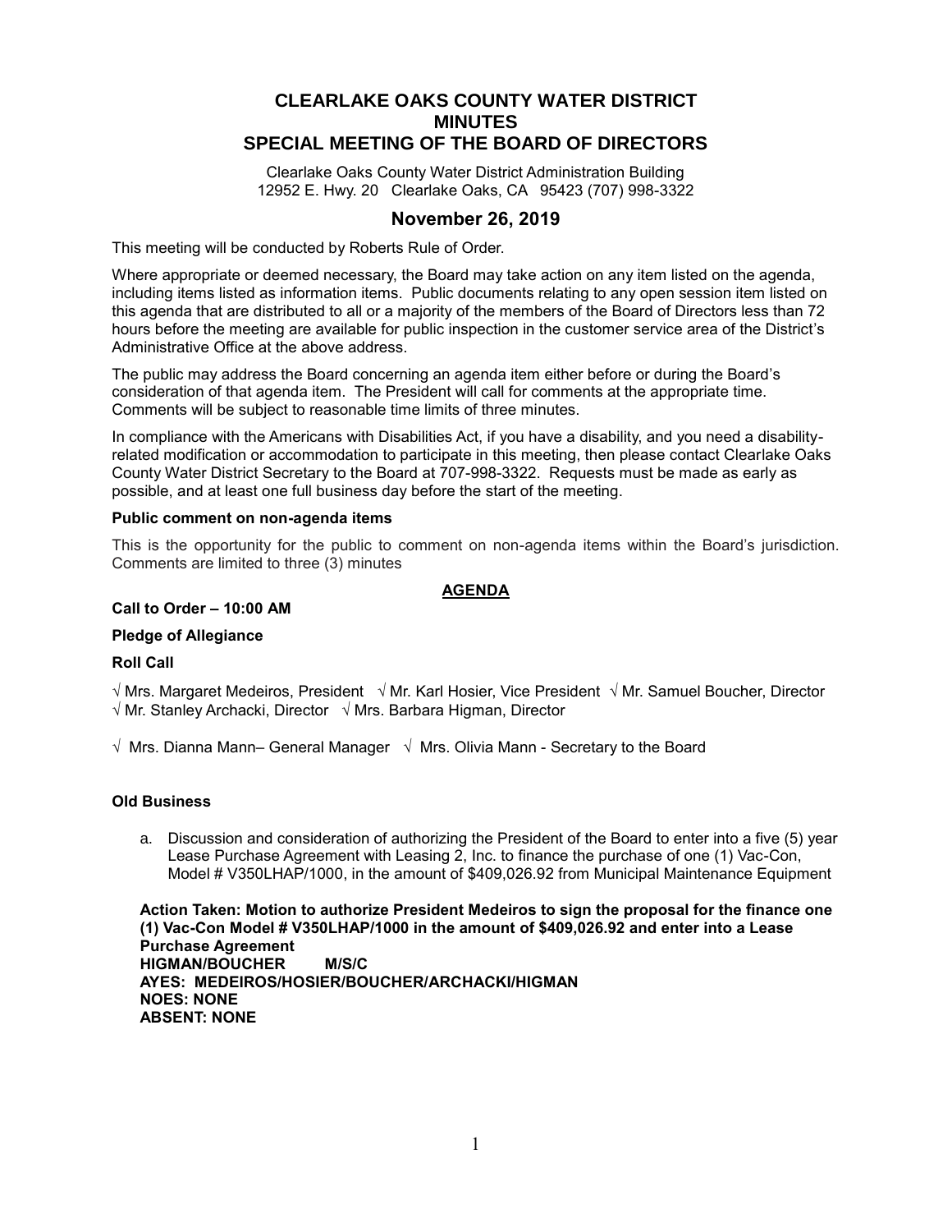# CLEARLAKE OAKS COUNTY WATER DISTRICT
# MINUTES
# SPECIAL MEETING OF THE BOARD OF DIRECTORS

Clearlake Oaks County Water District Administration Building
12952 E. Hwy. 20 Clearlake Oaks, CA 95423 (707) 998-3322

## November 26, 2019

This meeting will be conducted by Roberts Rule of Order.

Where appropriate or deemed necessary, the Board may take action on any item listed on the agenda, including items listed as information items. Public documents relating to any open session item listed on this agenda that are distributed to all or a majority of the members of the Board of Directors less than 72 hours before the meeting are available for public inspection in the customer service area of the District's Administrative Office at the above address.

The public may address the Board concerning an agenda item either before or during the Board's consideration of that agenda item. The President will call for comments at the appropriate time. Comments will be subject to reasonable time limits of three minutes.

In compliance with the Americans with Disabilities Act, if you have a disability, and you need a disability-related modification or accommodation to participate in this meeting, then please contact Clearlake Oaks County Water District Secretary to the Board at 707-998-3322. Requests must be made as early as possible, and at least one full business day before the start of the meeting.

**Public comment on non-agenda items**

This is the opportunity for the public to comment on non-agenda items within the Board's jurisdiction. Comments are limited to three (3) minutes

**AGENDA**

**Call to Order – 10:00 AM**

**Pledge of Allegiance**

**Roll Call**

√ Mrs. Margaret Medeiros, President √ Mr. Karl Hosier, Vice President √ Mr. Samuel Boucher, Director
√ Mr. Stanley Archacki, Director √ Mrs. Barbara Higman, Director

√ Mrs. Dianna Mann– General Manager √ Mrs. Olivia Mann - Secretary to the Board

**Old Business**

a. Discussion and consideration of authorizing the President of the Board to enter into a five (5) year Lease Purchase Agreement with Leasing 2, Inc. to finance the purchase of one (1) Vac-Con, Model # V350LHAP/1000, in the amount of $409,026.92 from Municipal Maintenance Equipment

**Action Taken: Motion to authorize President Medeiros to sign the proposal for the finance one (1) Vac-Con Model # V350LHAP/1000 in the amount of $409,026.92 and enter into a Lease Purchase Agreement**
**HIGMAN/BOUCHER M/S/C**
**AYES: MEDEIROS/HOSIER/BOUCHER/ARCHACKI/HIGMAN**
**NOES: NONE**
**ABSENT: NONE**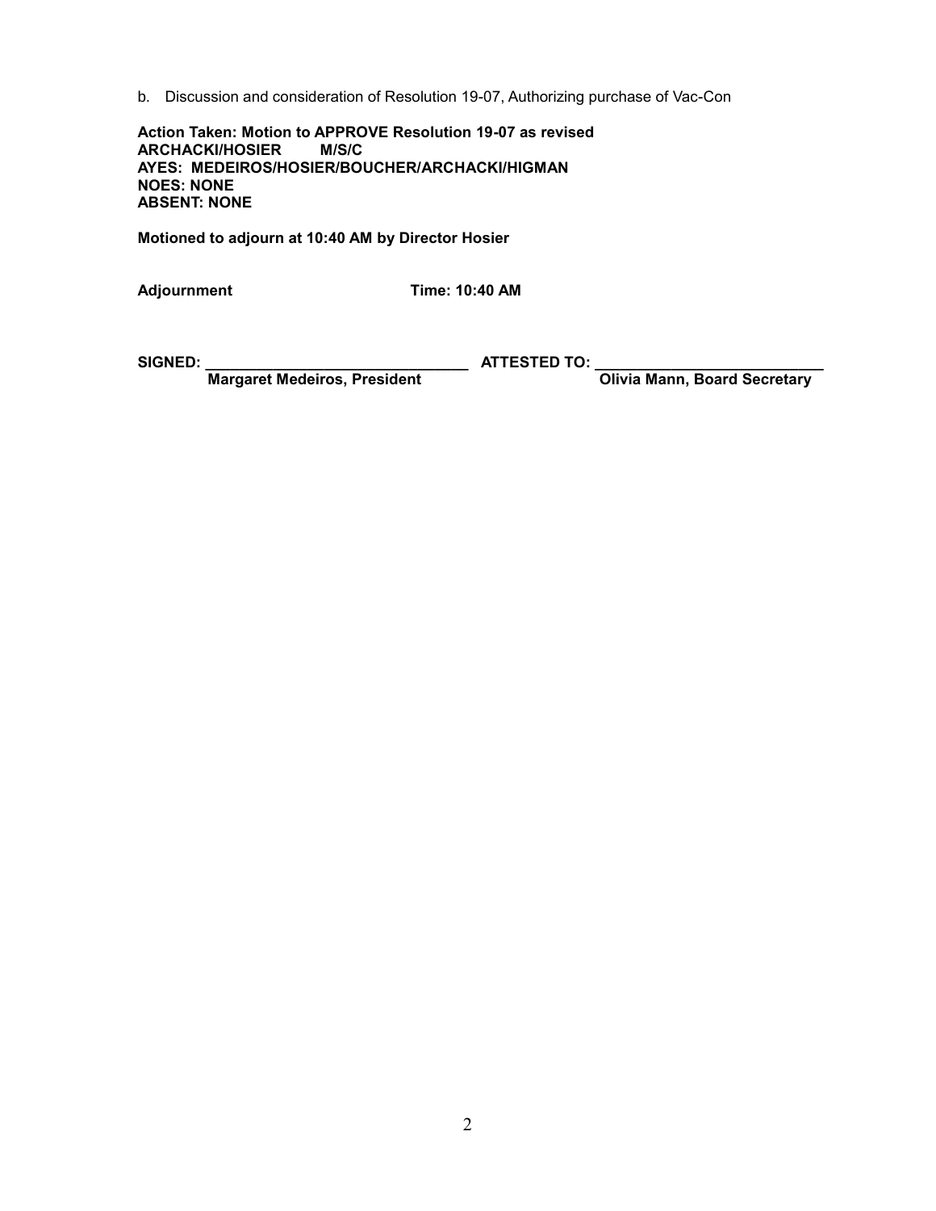b. Discussion and consideration of Resolution 19-07, Authorizing purchase of Vac-Con

**Action Taken: Motion to APPROVE Resolution 19-07 as revised**
**ARCHACKI/HOSIER M/S/C**
**AYES: MEDEIROS/HOSIER/BOUCHER/ARCHACKI/HIGMAN**
**NOES: NONE**
**ABSENT: NONE**

**Motioned to adjourn at 10:40 AM by Director Hosier**

**Adjournment Time: 10:40 AM**

**SIGNED: ______________________________ ATTESTED TO: __________________________**
**Margaret Medeiros, President Olivia Mann, Board Secretary**